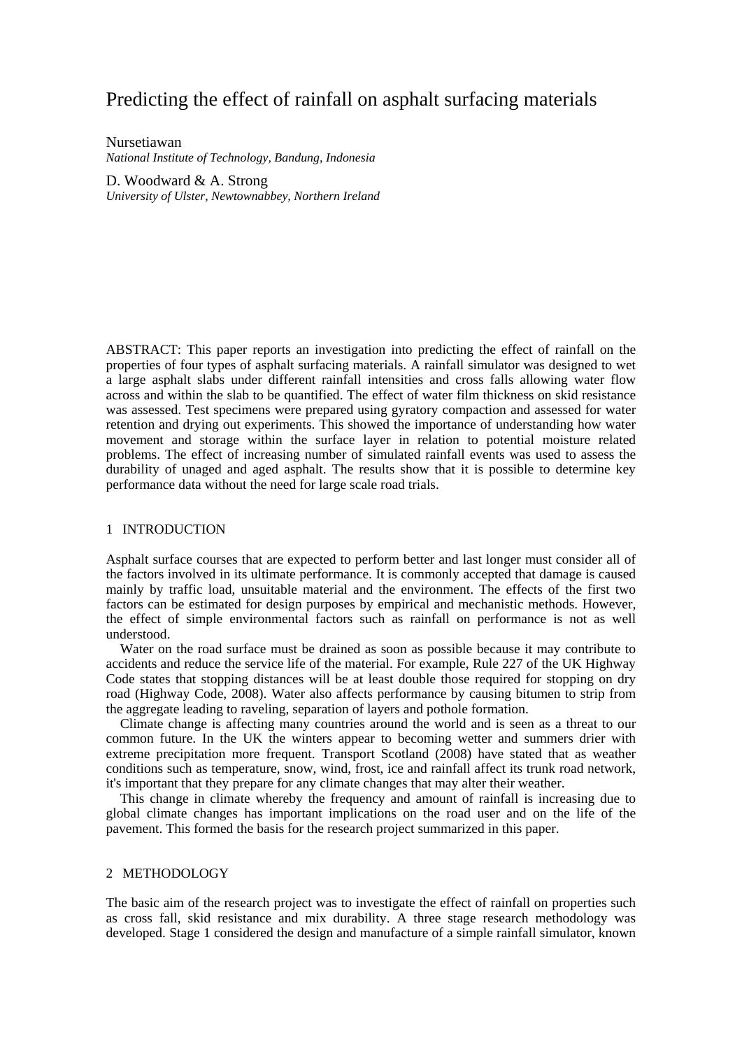# Predicting the effect of rainfall on asphalt surfacing materials

Nursetiawan
*National Institute of Technology, Bandung, Indonesia*

D. Woodward & A. Strong
*University of Ulster, Newtownabbey, Northern Ireland*

ABSTRACT: This paper reports an investigation into predicting the effect of rainfall on the properties of four types of asphalt surfacing materials. A rainfall simulator was designed to wet a large asphalt slabs under different rainfall intensities and cross falls allowing water flow across and within the slab to be quantified. The effect of water film thickness on skid resistance was assessed. Test specimens were prepared using gyratory compaction and assessed for water retention and drying out experiments. This showed the importance of understanding how water movement and storage within the surface layer in relation to potential moisture related problems. The effect of increasing number of simulated rainfall events was used to assess the durability of unaged and aged asphalt. The results show that it is possible to determine key performance data without the need for large scale road trials.

## 1 INTRODUCTION

Asphalt surface courses that are expected to perform better and last longer must consider all of the factors involved in its ultimate performance. It is commonly accepted that damage is caused mainly by traffic load, unsuitable material and the environment. The effects of the first two factors can be estimated for design purposes by empirical and mechanistic methods. However, the effect of simple environmental factors such as rainfall on performance is not as well understood.

Water on the road surface must be drained as soon as possible because it may contribute to accidents and reduce the service life of the material. For example, Rule 227 of the UK Highway Code states that stopping distances will be at least double those required for stopping on dry road (Highway Code, 2008). Water also affects performance by causing bitumen to strip from the aggregate leading to raveling, separation of layers and pothole formation.

Climate change is affecting many countries around the world and is seen as a threat to our common future. In the UK the winters appear to becoming wetter and summers drier with extreme precipitation more frequent. Transport Scotland (2008) have stated that as weather conditions such as temperature, snow, wind, frost, ice and rainfall affect its trunk road network, it's important that they prepare for any climate changes that may alter their weather.

This change in climate whereby the frequency and amount of rainfall is increasing due to global climate changes has important implications on the road user and on the life of the pavement. This formed the basis for the research project summarized in this paper.

## 2 METHODOLOGY

The basic aim of the research project was to investigate the effect of rainfall on properties such as cross fall, skid resistance and mix durability. A three stage research methodology was developed. Stage 1 considered the design and manufacture of a simple rainfall simulator, known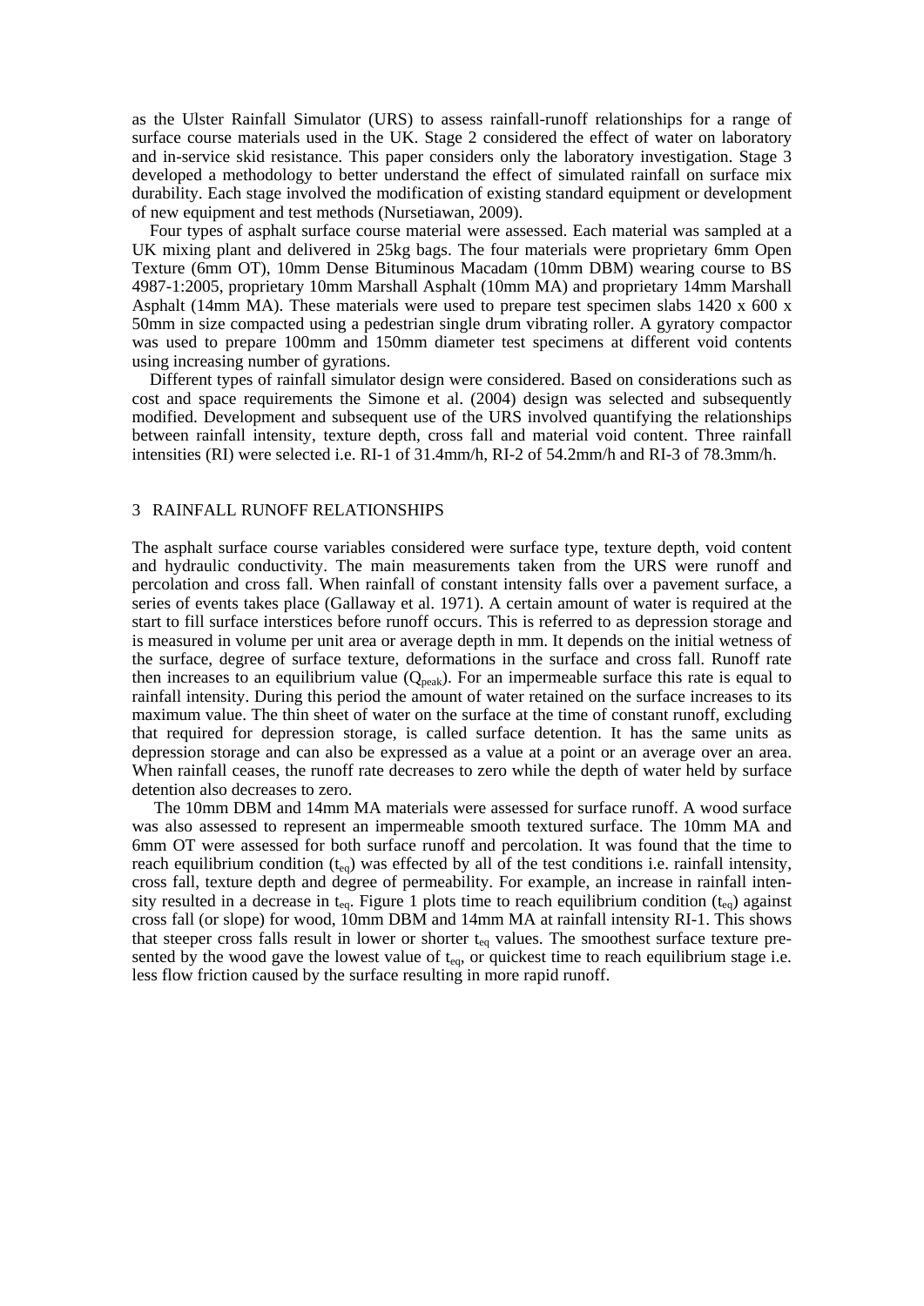as the Ulster Rainfall Simulator (URS) to assess rainfall-runoff relationships for a range of surface course materials used in the UK. Stage 2 considered the effect of water on laboratory and in-service skid resistance. This paper considers only the laboratory investigation. Stage 3 developed a methodology to better understand the effect of simulated rainfall on surface mix durability. Each stage involved the modification of existing standard equipment or development of new equipment and test methods (Nursetiawan, 2009).

Four types of asphalt surface course material were assessed. Each material was sampled at a UK mixing plant and delivered in 25kg bags. The four materials were proprietary 6mm Open Texture (6mm OT), 10mm Dense Bituminous Macadam (10mm DBM) wearing course to BS 4987-1:2005, proprietary 10mm Marshall Asphalt (10mm MA) and proprietary 14mm Marshall Asphalt (14mm MA). These materials were used to prepare test specimen slabs 1420 x 600 x 50mm in size compacted using a pedestrian single drum vibrating roller. A gyratory compactor was used to prepare 100mm and 150mm diameter test specimens at different void contents using increasing number of gyrations.

Different types of rainfall simulator design were considered. Based on considerations such as cost and space requirements the Simone et al. (2004) design was selected and subsequently modified. Development and subsequent use of the URS involved quantifying the relationships between rainfall intensity, texture depth, cross fall and material void content. Three rainfall intensities (RI) were selected i.e. RI-1 of 31.4mm/h, RI-2 of 54.2mm/h and RI-3 of 78.3mm/h.

## 3 RAINFALL RUNOFF RELATIONSHIPS

The asphalt surface course variables considered were surface type, texture depth, void content and hydraulic conductivity. The main measurements taken from the URS were runoff and percolation and cross fall. When rainfall of constant intensity falls over a pavement surface, a series of events takes place (Gallaway et al. 1971). A certain amount of water is required at the start to fill surface interstices before runoff occurs. This is referred to as depression storage and is measured in volume per unit area or average depth in mm. It depends on the initial wetness of the surface, degree of surface texture, deformations in the surface and cross fall. Runoff rate then increases to an equilibrium value ($Q_{peak}$). For an impermeable surface this rate is equal to rainfall intensity. During this period the amount of water retained on the surface increases to its maximum value. The thin sheet of water on the surface at the time of constant runoff, excluding that required for depression storage, is called surface detention. It has the same units as depression storage and can also be expressed as a value at a point or an average over an area. When rainfall ceases, the runoff rate decreases to zero while the depth of water held by surface detention also decreases to zero.

The 10mm DBM and 14mm MA materials were assessed for surface runoff. A wood surface was also assessed to represent an impermeable smooth textured surface. The 10mm MA and 6mm OT were assessed for both surface runoff and percolation. It was found that the time to reach equilibrium condition ($t_{eq}$) was effected by all of the test conditions i.e. rainfall intensity, cross fall, texture depth and degree of permeability. For example, an increase in rainfall intensity resulted in a decrease in $t_{eq}$. Figure 1 plots time to reach equilibrium condition ($t_{eq}$) against cross fall (or slope) for wood, 10mm DBM and 14mm MA at rainfall intensity RI-1. This shows that steeper cross falls result in lower or shorter $t_{eq}$ values. The smoothest surface texture presented by the wood gave the lowest value of $t_{eq}$, or quickest time to reach equilibrium stage i.e. less flow friction caused by the surface resulting in more rapid runoff.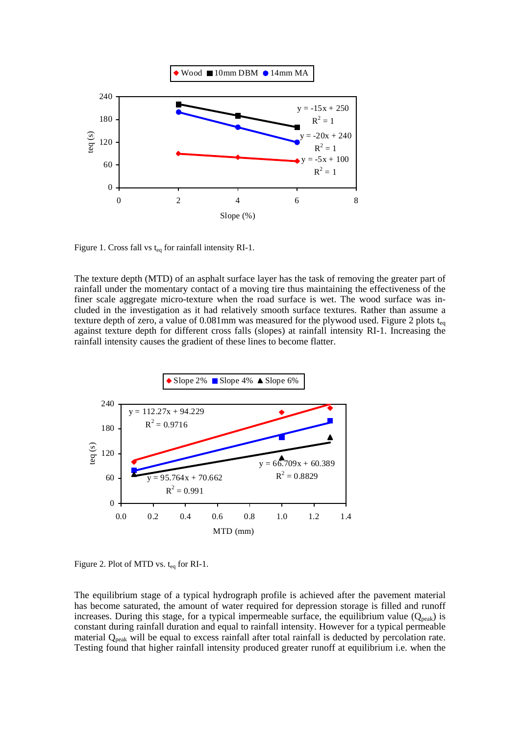Figure 1. Cross fall vs $t_{eq}$ for rainfall intensity RI-1.

The texture depth (MTD) of an asphalt surface layer has the task of removing the greater part of rainfall under the momentary contact of a moving tire thus maintaining the effectiveness of the finer scale aggregate micro-texture when the road surface is wet. The wood surface was included in the investigation as it had relatively smooth surface textures. Rather than assume a texture depth of zero, a value of 0.081mm was measured for the plywood used. Figure 2 plots $t_{eq}$ against texture depth for different cross falls (slopes) at rainfall intensity RI-1. Increasing the rainfall intensity causes the gradient of these lines to become flatter.

Figure 2. Plot of MTD vs. $t_{eq}$ for RI-1.

The equilibrium stage of a typical hydrograph profile is achieved after the pavement material has become saturated, the amount of water required for depression storage is filled and runoff increases. During this stage, for a typical impermeable surface, the equilibrium value ($Q_{peak}$) is constant during rainfall duration and equal to rainfall intensity. However for a typical permeable material $Q_{peak}$ will be equal to excess rainfall after total rainfall is deducted by percolation rate. Testing found that higher rainfall intensity produced greater runoff at equilibrium i.e. when the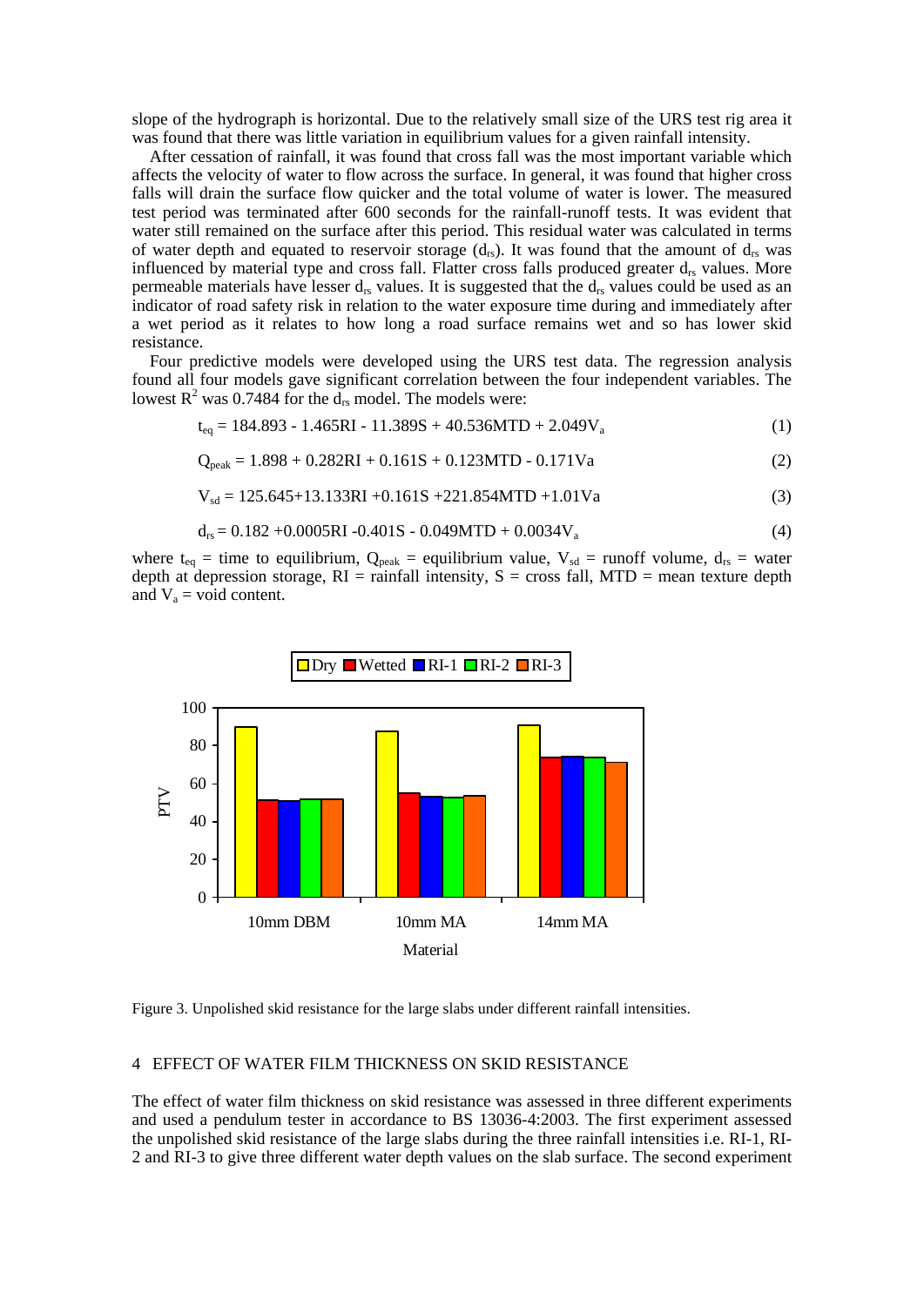slope of the hydrograph is horizontal. Due to the relatively small size of the URS test rig area it was found that there was little variation in equilibrium values for a given rainfall intensity.

After cessation of rainfall, it was found that cross fall was the most important variable which affects the velocity of water to flow across the surface. In general, it was found that higher cross falls will drain the surface flow quicker and the total volume of water is lower. The measured test period was terminated after 600 seconds for the rainfall-runoff tests. It was evident that water still remained on the surface after this period. This residual water was calculated in terms of water depth and equated to reservoir storage ($d_{rs}$). It was found that the amount of $d_{rs}$ was influenced by material type and cross fall. Flatter cross falls produced greater $d_{rs}$ values. More permeable materials have lesser $d_{rs}$ values. It is suggested that the $d_{rs}$ values could be used as an indicator of road safety risk in relation to the water exposure time during and immediately after a wet period as it relates to how long a road surface remains wet and so has lower skid resistance.

Four predictive models were developed using the URS test data. The regression analysis found all four models gave significant correlation between the four independent variables. The lowest $R^2$ was 0.7484 for the $d_{rs}$ model. The models were:

$$t_{eq} = 184.893 - 1.465RI - 11.389S + 40.536MTD + 2.049V_a \quad (1)$$

$$Q_{peak} = 1.898 + 0.282RI + 0.161S + 0.123MTD - 0.171Va \quad (2)$$

$$V_{sd} = 125.645+13.133RI +0.161S +221.854MTD +1.01Va \quad (3)$$

$$d_{rs} = 0.182 +0.0005RI -0.401S - 0.049MTD + 0.0034V_a \quad (4)$$

where $t_{eq}$ = time to equilibrium, $Q_{peak}$ = equilibrium value, $V_{sd}$ = runoff volume, $d_{rs}$ = water depth at depression storage, RI = rainfall intensity, S = cross fall, MTD = mean texture depth and $V_a$ = void content.

Figure 3. Unpolished skid resistance for the large slabs under different rainfall intensities.

## 4 EFFECT OF WATER FILM THICKNESS ON SKID RESISTANCE

The effect of water film thickness on skid resistance was assessed in three different experiments and used a pendulum tester in accordance to BS 13036-4:2003. The first experiment assessed the unpolished skid resistance of the large slabs during the three rainfall intensities i.e. RI-1, RI-2 and RI-3 to give three different water depth values on the slab surface. The second experiment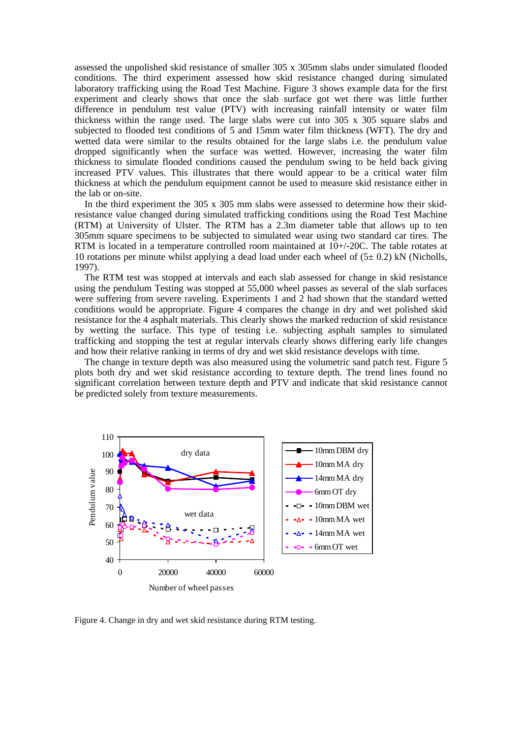assessed the unpolished skid resistance of smaller 305 x 305mm slabs under simulated flooded conditions. The third experiment assessed how skid resistance changed during simulated laboratory trafficking using the Road Test Machine. Figure 3 shows example data for the first experiment and clearly shows that once the slab surface got wet there was little further difference in pendulum test value (PTV) with increasing rainfall intensity or water film thickness within the range used. The large slabs were cut into 305 x 305 square slabs and subjected to flooded test conditions of 5 and 15mm water film thickness (WFT). The dry and wetted data were similar to the results obtained for the large slabs i.e. the pendulum value dropped significantly when the surface was wetted. However, increasing the water film thickness to simulate flooded conditions caused the pendulum swing to be held back giving increased PTV values. This illustrates that there would appear to be a critical water film thickness at which the pendulum equipment cannot be used to measure skid resistance either in the lab or on-site.

In the third experiment the 305 x 305 mm slabs were assessed to determine how their skid-resistance value changed during simulated trafficking conditions using the Road Test Machine (RTM) at University of Ulster. The RTM has a 2.3m diameter table that allows up to ten 305mm square specimens to be subjected to simulated wear using two standard car tires. The RTM is located in a temperature controlled room maintained at 10+/-20C. The table rotates at 10 rotations per minute whilst applying a dead load under each wheel of (5± 0.2) kN (Nicholls, 1997).

The RTM test was stopped at intervals and each slab assessed for change in skid resistance using the pendulum Testing was stopped at 55,000 wheel passes as several of the slab surfaces were suffering from severe raveling. Experiments 1 and 2 had shown that the standard wetted conditions would be appropriate. Figure 4 compares the change in dry and wet polished skid resistance for the 4 asphalt materials. This clearly shows the marked reduction of skid resistance by wetting the surface. This type of testing i.e. subjecting asphalt samples to simulated trafficking and stopping the test at regular intervals clearly shows differing early life changes and how their relative ranking in terms of dry and wet skid resistance develops with time.

The change in texture depth was also measured using the volumetric sand patch test. Figure 5 plots both dry and wet skid resistance according to texture depth. The trend lines found no significant correlation between texture depth and PTV and indicate that skid resistance cannot be predicted solely from texture measurements.

Figure 4. Change in dry and wet skid resistance during RTM testing.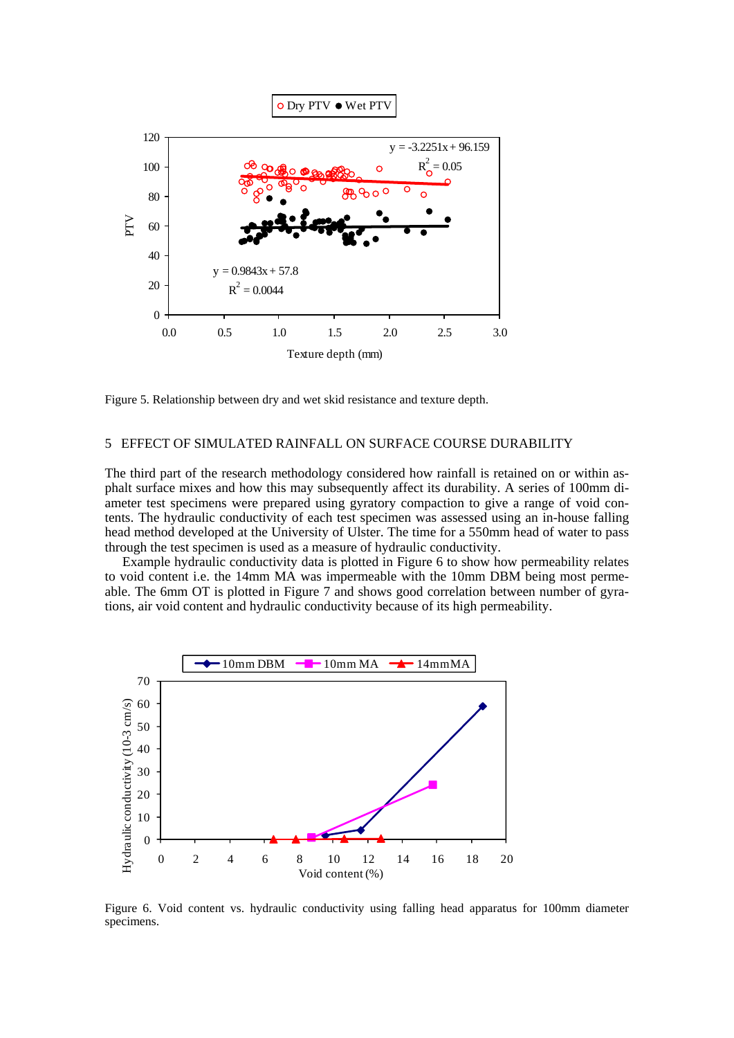Figure 5. Relationship between dry and wet skid resistance and texture depth.

## 5 EFFECT OF SIMULATED RAINFALL ON SURFACE COURSE DURABILITY

The third part of the research methodology considered how rainfall is retained on or within asphalt surface mixes and how this may subsequently affect its durability. A series of 100mm diameter test specimens were prepared using gyratory compaction to give a range of void contents. The hydraulic conductivity of each test specimen was assessed using an in-house falling head method developed at the University of Ulster. The time for a 550mm head of water to pass through the test specimen is used as a measure of hydraulic conductivity.

Example hydraulic conductivity data is plotted in Figure 6 to show how permeability relates to void content i.e. the 14mm MA was impermeable with the 10mm DBM being most permeable. The 6mm OT is plotted in Figure 7 and shows good correlation between number of gyrations, air void content and hydraulic conductivity because of its high permeability.

Figure 6. Void content vs. hydraulic conductivity using falling head apparatus for 100mm diameter specimens.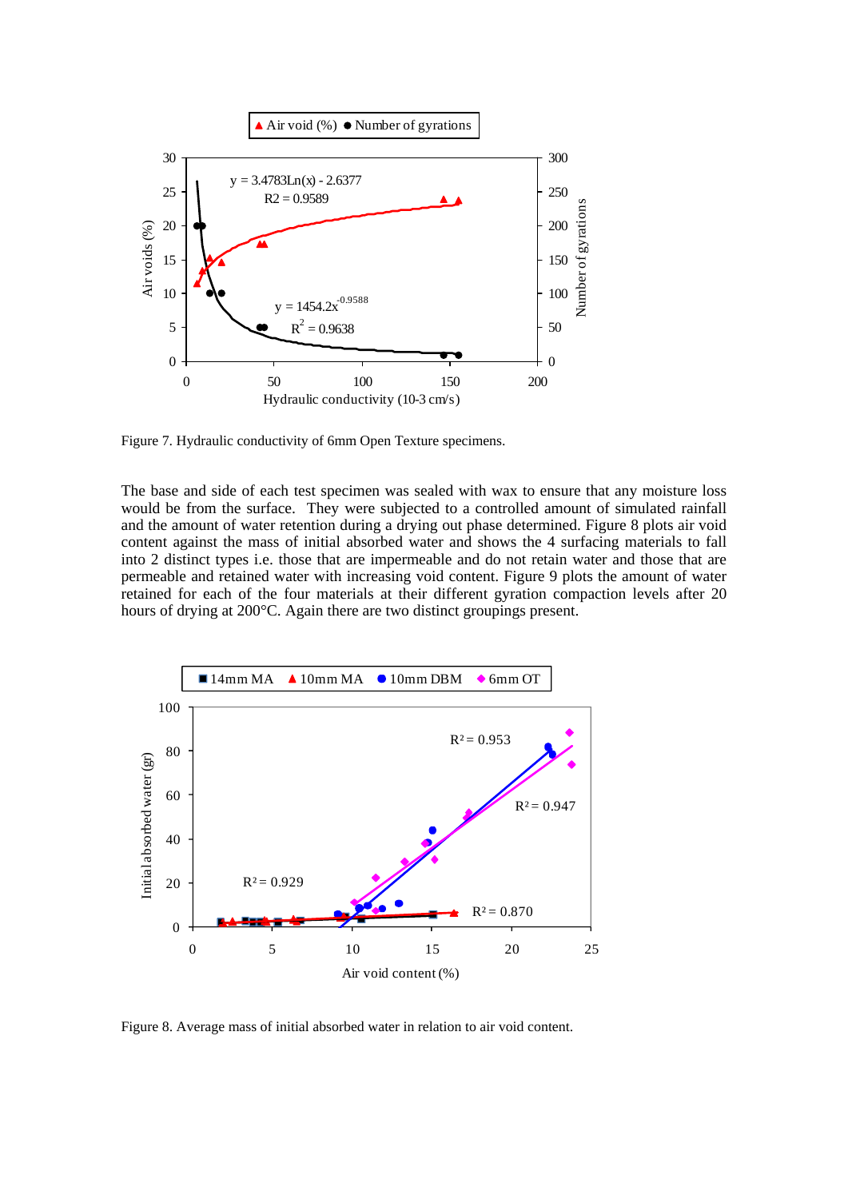Figure 7. Hydraulic conductivity of 6mm Open Texture specimens.

The base and side of each test specimen was sealed with wax to ensure that any moisture loss would be from the surface. They were subjected to a controlled amount of simulated rainfall and the amount of water retention during a drying out phase determined. Figure 8 plots air void content against the mass of initial absorbed water and shows the 4 surfacing materials to fall into 2 distinct types i.e. those that are impermeable and do not retain water and those that are permeable and retained water with increasing void content. Figure 9 plots the amount of water retained for each of the four materials at their different gyration compaction levels after 20 hours of drying at 200°C. Again there are two distinct groupings present.

Figure 8. Average mass of initial absorbed water in relation to air void content.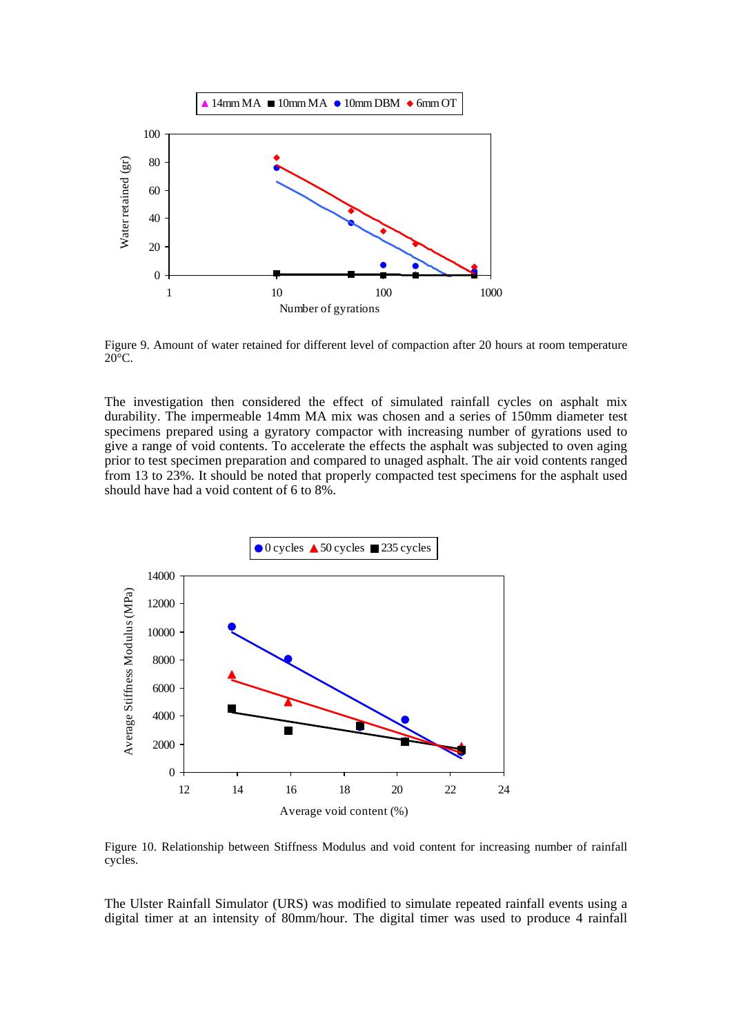Figure 9. Amount of water retained for different level of compaction after 20 hours at room temperature 20°C.

The investigation then considered the effect of simulated rainfall cycles on asphalt mix durability. The impermeable 14mm MA mix was chosen and a series of 150mm diameter test specimens prepared using a gyratory compactor with increasing number of gyrations used to give a range of void contents. To accelerate the effects the asphalt was subjected to oven aging prior to test specimen preparation and compared to unaged asphalt. The air void contents ranged from 13 to 23%. It should be noted that properly compacted test specimens for the asphalt used should have had a void content of 6 to 8%.

Figure 10. Relationship between Stiffness Modulus and void content for increasing number of rainfall cycles.

The Ulster Rainfall Simulator (URS) was modified to simulate repeated rainfall events using a digital timer at an intensity of 80mm/hour. The digital timer was used to produce 4 rainfall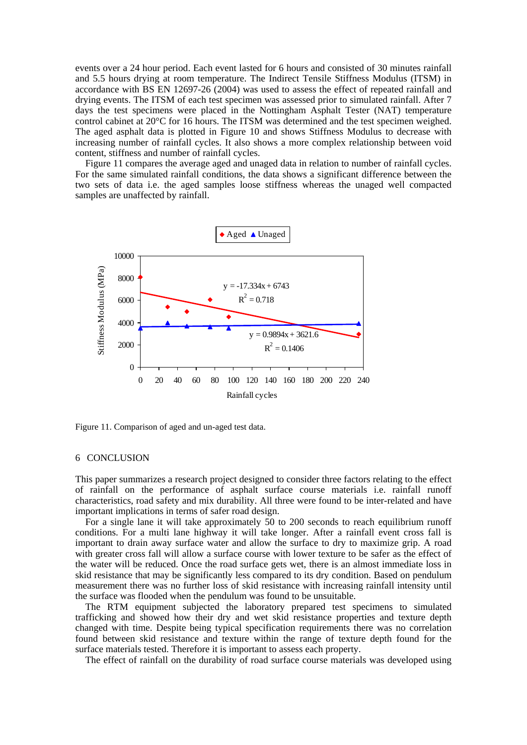events over a 24 hour period. Each event lasted for 6 hours and consisted of 30 minutes rainfall and 5.5 hours drying at room temperature. The Indirect Tensile Stiffness Modulus (ITSM) in accordance with BS EN 12697-26 (2004) was used to assess the effect of repeated rainfall and drying events. The ITSM of each test specimen was assessed prior to simulated rainfall. After 7 days the test specimens were placed in the Nottingham Asphalt Tester (NAT) temperature control cabinet at 20°C for 16 hours. The ITSM was determined and the test specimen weighed. The aged asphalt data is plotted in Figure 10 and shows Stiffness Modulus to decrease with increasing number of rainfall cycles. It also shows a more complex relationship between void content, stiffness and number of rainfall cycles.

Figure 11 compares the average aged and unaged data in relation to number of rainfall cycles. For the same simulated rainfall conditions, the data shows a significant difference between the two sets of data i.e. the aged samples loose stiffness whereas the unaged well compacted samples are unaffected by rainfall.

Figure 11. Comparison of aged and un-aged test data.

## 6 CONCLUSION

This paper summarizes a research project designed to consider three factors relating to the effect of rainfall on the performance of asphalt surface course materials i.e. rainfall runoff characteristics, road safety and mix durability. All three were found to be inter-related and have important implications in terms of safer road design.

For a single lane it will take approximately 50 to 200 seconds to reach equilibrium runoff conditions. For a multi lane highway it will take longer. After a rainfall event cross fall is important to drain away surface water and allow the surface to dry to maximize grip. A road with greater cross fall will allow a surface course with lower texture to be safer as the effect of the water will be reduced. Once the road surface gets wet, there is an almost immediate loss in skid resistance that may be significantly less compared to its dry condition. Based on pendulum measurement there was no further loss of skid resistance with increasing rainfall intensity until the surface was flooded when the pendulum was found to be unsuitable.

The RTM equipment subjected the laboratory prepared test specimens to simulated trafficking and showed how their dry and wet skid resistance properties and texture depth changed with time. Despite being typical specification requirements there was no correlation found between skid resistance and texture within the range of texture depth found for the surface materials tested. Therefore it is important to assess each property.

The effect of rainfall on the durability of road surface course materials was developed using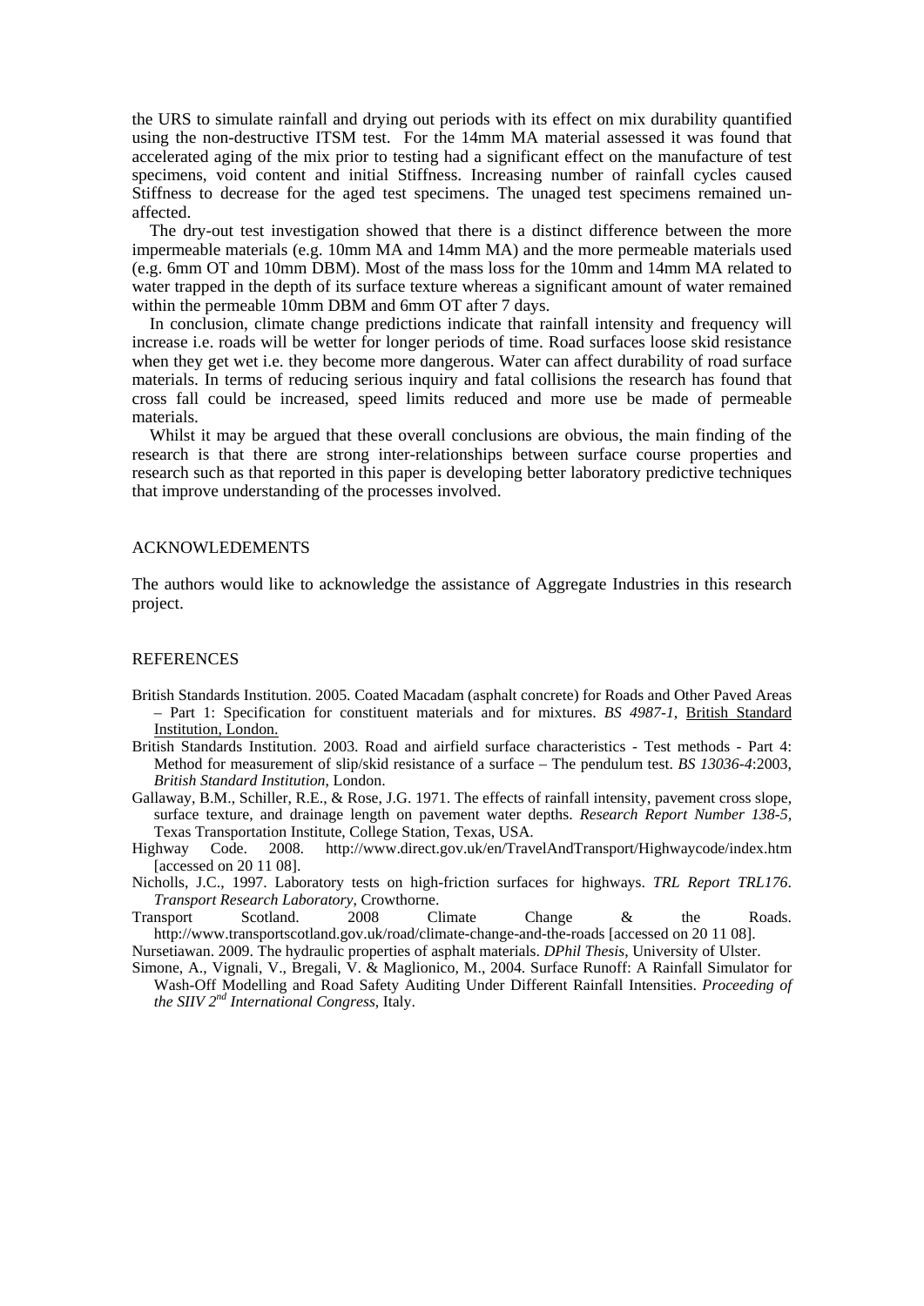the URS to simulate rainfall and drying out periods with its effect on mix durability quantified using the non-destructive ITSM test. For the 14mm MA material assessed it was found that accelerated aging of the mix prior to testing had a significant effect on the manufacture of test specimens, void content and initial Stiffness. Increasing number of rainfall cycles caused Stiffness to decrease for the aged test specimens. The unaged test specimens remained un-affected.

The dry-out test investigation showed that there is a distinct difference between the more impermeable materials (e.g. 10mm MA and 14mm MA) and the more permeable materials used (e.g. 6mm OT and 10mm DBM). Most of the mass loss for the 10mm and 14mm MA related to water trapped in the depth of its surface texture whereas a significant amount of water remained within the permeable 10mm DBM and 6mm OT after 7 days.

In conclusion, climate change predictions indicate that rainfall intensity and frequency will increase i.e. roads will be wetter for longer periods of time. Road surfaces loose skid resistance when they get wet i.e. they become more dangerous. Water can affect durability of road surface materials. In terms of reducing serious inquiry and fatal collisions the research has found that cross fall could be increased, speed limits reduced and more use be made of permeable materials.

Whilst it may be argued that these overall conclusions are obvious, the main finding of the research is that there are strong inter-relationships between surface course properties and research such as that reported in this paper is developing better laboratory predictive techniques that improve understanding of the processes involved.

## ACKNOWLEDEMENTS

The authors would like to acknowledge the assistance of Aggregate Industries in this research project.

## REFERENCES

British Standards Institution. 2005. Coated Macadam (asphalt concrete) for Roads and Other Paved Areas – Part 1: Specification for constituent materials and for mixtures. *BS 4987-1*, British Standard Institution, London.

British Standards Institution. 2003. Road and airfield surface characteristics - Test methods - Part 4: Method for measurement of slip/skid resistance of a surface – The pendulum test. *BS 13036-4*:2003, *British Standard Institution*, London.

Gallaway, B.M., Schiller, R.E., & Rose, J.G. 1971. The effects of rainfall intensity, pavement cross slope, surface texture, and drainage length on pavement water depths. *Research Report Number 138-5*, Texas Transportation Institute, College Station, Texas, USA.

Highway Code. 2008. http://www.direct.gov.uk/en/TravelAndTransport/Highwaycode/index.htm [accessed on 20 11 08].

Nicholls, J.C., 1997. Laboratory tests on high-friction surfaces for highways. *TRL Report TRL176*. *Transport Research Laboratory*, Crowthorne.

Transport Scotland. 2008 Climate Change & the Roads. http://www.transportscotland.gov.uk/road/climate-change-and-the-roads [accessed on 20 11 08].

Nursetiawan. 2009. The hydraulic properties of asphalt materials. *DPhil Thesis*, University of Ulster.

Simone, A., Vignali, V., Bregali, V. & Maglionico, M., 2004. Surface Runoff: A Rainfall Simulator for Wash-Off Modelling and Road Safety Auditing Under Different Rainfall Intensities. *Proceeding of the SIIV 2nd International Congress*, Italy.